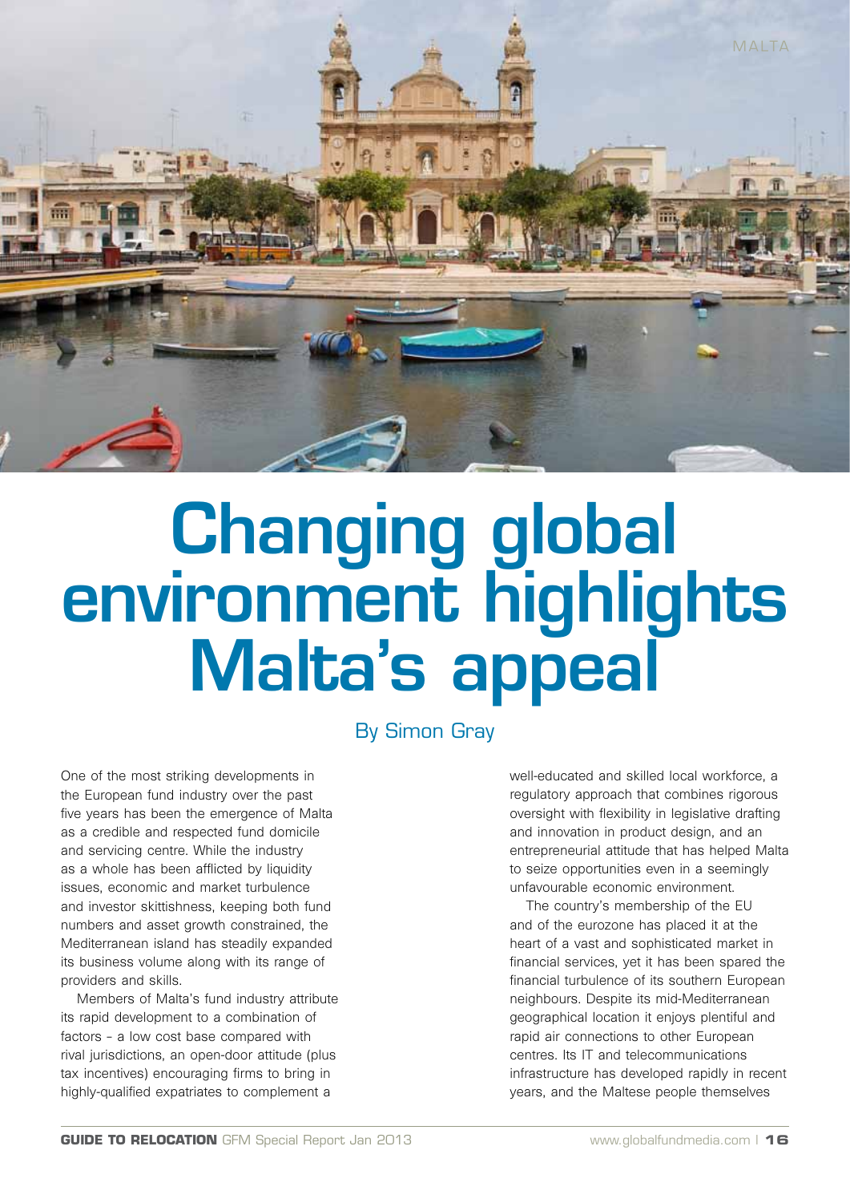# Changing global environment highlights Malta's appeal

By Simon Gray

One of the most striking developments in the European fund industry over the past five years has been the emergence of Malta as a credible and respected fund domicile and servicing centre. While the industry as a whole has been afflicted by liquidity issues, economic and market turbulence and investor skittishness, keeping both fund numbers and asset growth constrained, the Mediterranean island has steadily expanded its business volume along with its range of providers and skills.

Members of Malta's fund industry attribute its rapid development to a combination of factors – a low cost base compared with rival jurisdictions, an open-door attitude (plus tax incentives) encouraging firms to bring in highly-qualified expatriates to complement a well-educated and skilled local workforce, a regulatory approach that combines rigorous oversight with flexibility in legislative drafting and innovation in product design, and an entrepreneurial attitude that has helped Malta to seize opportunities even in a seemingly unfavourable economic environment.

The country's membership of the EU and of the eurozone has placed it at the heart of a vast and sophisticated market in financial services, yet it has been spared the financial turbulence of its southern European neighbours. Despite its mid-Mediterranean geographical location it enjoys plentiful and rapid air connections to other European centres. Its IT and telecommunications infrastructure has developed rapidly in recent years, and the Maltese people themselves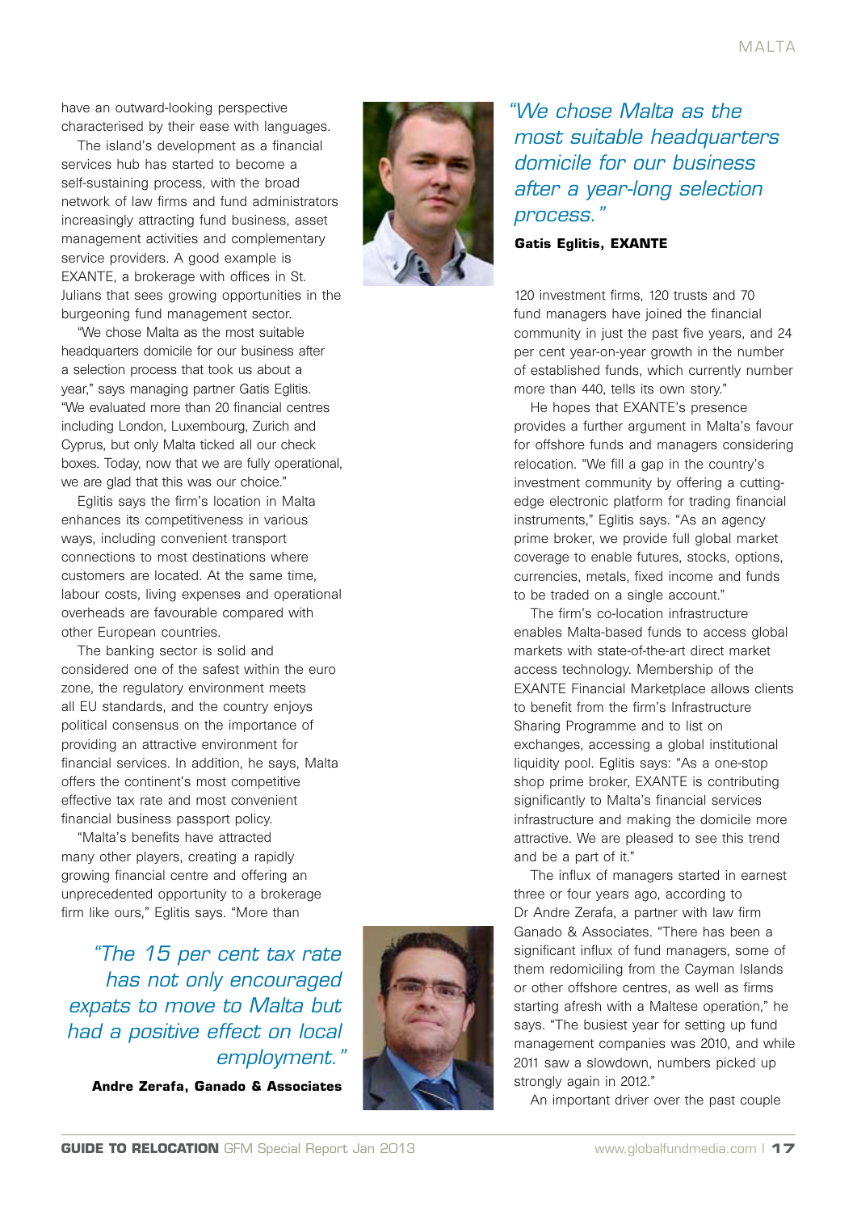have an outward-looking perspective characterised by their ease with languages.

The island's development as a financial services hub has started to become a self-sustaining process, with the broad network of law firms and fund administrators increasingly attracting fund business, asset management activities and complementary service providers. A good example is EXANTE, a brokerage with offices in St. Julians that sees growing opportunities in the burgeoning fund management sector.

"We chose Malta as the most suitable headquarters domicile for our business after a selection process that took us about a year," says managing partner Gatis Eglitis. "We evaluated more than 20 financial centres including London, Luxembourg, Zurich and Cyprus, but only Malta ticked all our check boxes. Today, now that we are fully operational, we are glad that this was our choice."

Eglitis says the firm's location in Malta enhances its competitiveness in various ways, including convenient transport connections to most destinations where customers are located. At the same time, labour costs, living expenses and operational overheads are favourable compared with other European countries.

The banking sector is solid and considered one of the safest within the euro zone, the regulatory environment meets all EU standards, and the country enjoys political consensus on the importance of providing an attractive environment for financial services. In addition, he says, Malta offers the continent's most competitive effective tax rate and most convenient financial business passport policy.

"Malta's benefits have attracted many other players, creating a rapidly growing financial centre and offering an unprecedented opportunity to a brokerage firm like ours," Eglitis says. "More than 120 investment firms, 120 trusts and 70 fund managers have joined the financial community in just the past five years, and 24 per cent year-on-year growth in the number of established funds, which currently number more than 440, tells its own story."

> *"We chose Malta as the most suitable headquarters domicile for our business after a year-long selection process."*
>
> **Gatis Eglitis, EXANTE**

He hopes that EXANTE's presence provides a further argument in Malta's favour for offshore funds and managers considering relocation. "We fill a gap in the country's investment community by offering a cutting-edge electronic platform for trading financial instruments," Eglitis says. "As an agency prime broker, we provide full global market coverage to enable futures, stocks, options, currencies, metals, fixed income and funds to be traded on a single account."

The firm's co-location infrastructure enables Malta-based funds to access global markets with state-of-the-art direct market access technology. Membership of the EXANTE Financial Marketplace allows clients to benefit from the firm's Infrastructure Sharing Programme and to list on exchanges, accessing a global institutional liquidity pool. Eglitis says: "As a one-stop shop prime broker, EXANTE is contributing significantly to Malta's financial services infrastructure and making the domicile more attractive. We are pleased to see this trend and be a part of it."

> *"The 15 per cent tax rate has not only encouraged expats to move to Malta but had a positive effect on local employment."*
>
> **Andre Zerafa, Ganado & Associates**

The influx of managers started in earnest three or four years ago, according to Dr Andre Zerafa, a partner with law firm Ganado & Associates. "There has been a significant influx of fund managers, some of them redomiciling from the Cayman Islands or other offshore centres, as well as firms starting afresh with a Maltese operation," he says. "The busiest year for setting up fund management companies was 2010, and while 2011 saw a slowdown, numbers picked up strongly again in 2012."

An important driver over the past couple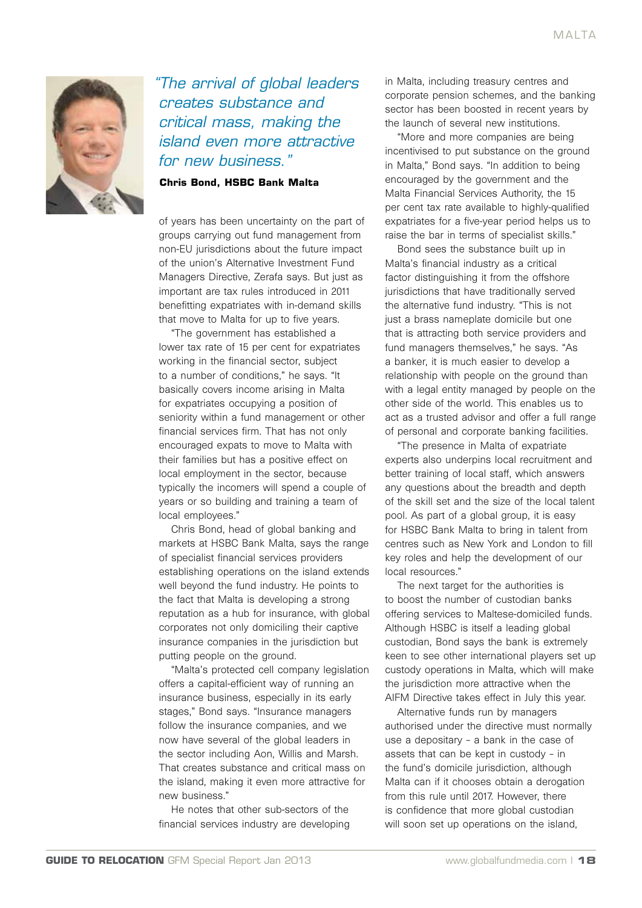> *"The arrival of global leaders creates substance and critical mass, making the island even more attractive for new business."*
>
> **Chris Bond, HSBC Bank Malta**

of years has been uncertainty on the part of groups carrying out fund management from non-EU jurisdictions about the future impact of the union's Alternative Investment Fund Managers Directive, Zerafa says. But just as important are tax rules introduced in 2011 benefitting expatriates with in-demand skills that move to Malta for up to five years.

"The government has established a lower tax rate of 15 per cent for expatriates working in the financial sector, subject to a number of conditions," he says. "It basically covers income arising in Malta for expatriates occupying a position of seniority within a fund management or other financial services firm. That has not only encouraged expats to move to Malta with their families but has a positive effect on local employment in the sector, because typically the incomers will spend a couple of years or so building and training a team of local employees."

Chris Bond, head of global banking and markets at HSBC Bank Malta, says the range of specialist financial services providers establishing operations on the island extends well beyond the fund industry. He points to the fact that Malta is developing a strong reputation as a hub for insurance, with global corporates not only domiciling their captive insurance companies in the jurisdiction but putting people on the ground.

"Malta's protected cell company legislation offers a capital-efficient way of running an insurance business, especially in its early stages," Bond says. "Insurance managers follow the insurance companies, and we now have several of the global leaders in the sector including Aon, Willis and Marsh. That creates substance and critical mass on the island, making it even more attractive for new business."

He notes that other sub-sectors of the financial services industry are developing in Malta, including treasury centres and corporate pension schemes, and the banking sector has been boosted in recent years by the launch of several new institutions.

"More and more companies are being incentivised to put substance on the ground in Malta," Bond says. "In addition to being encouraged by the government and the Malta Financial Services Authority, the 15 per cent tax rate available to highly-qualified expatriates for a five-year period helps us to raise the bar in terms of specialist skills."

Bond sees the substance built up in Malta's financial industry as a critical factor distinguishing it from the offshore jurisdictions that have traditionally served the alternative fund industry. "This is not just a brass nameplate domicile but one that is attracting both service providers and fund managers themselves," he says. "As a banker, it is much easier to develop a relationship with people on the ground than with a legal entity managed by people on the other side of the world. This enables us to act as a trusted advisor and offer a full range of personal and corporate banking facilities.

"The presence in Malta of expatriate experts also underpins local recruitment and better training of local staff, which answers any questions about the breadth and depth of the skill set and the size of the local talent pool. As part of a global group, it is easy for HSBC Bank Malta to bring in talent from centres such as New York and London to fill key roles and help the development of our local resources."

The next target for the authorities is to boost the number of custodian banks offering services to Maltese-domiciled funds. Although HSBC is itself a leading global custodian, Bond says the bank is extremely keen to see other international players set up custody operations in Malta, which will make the jurisdiction more attractive when the AIFM Directive takes effect in July this year.

Alternative funds run by managers authorised under the directive must normally use a depositary – a bank in the case of assets that can be kept in custody – in the fund's domicile jurisdiction, although Malta can if it chooses obtain a derogation from this rule until 2017. However, there is confidence that more global custodian will soon set up operations on the island,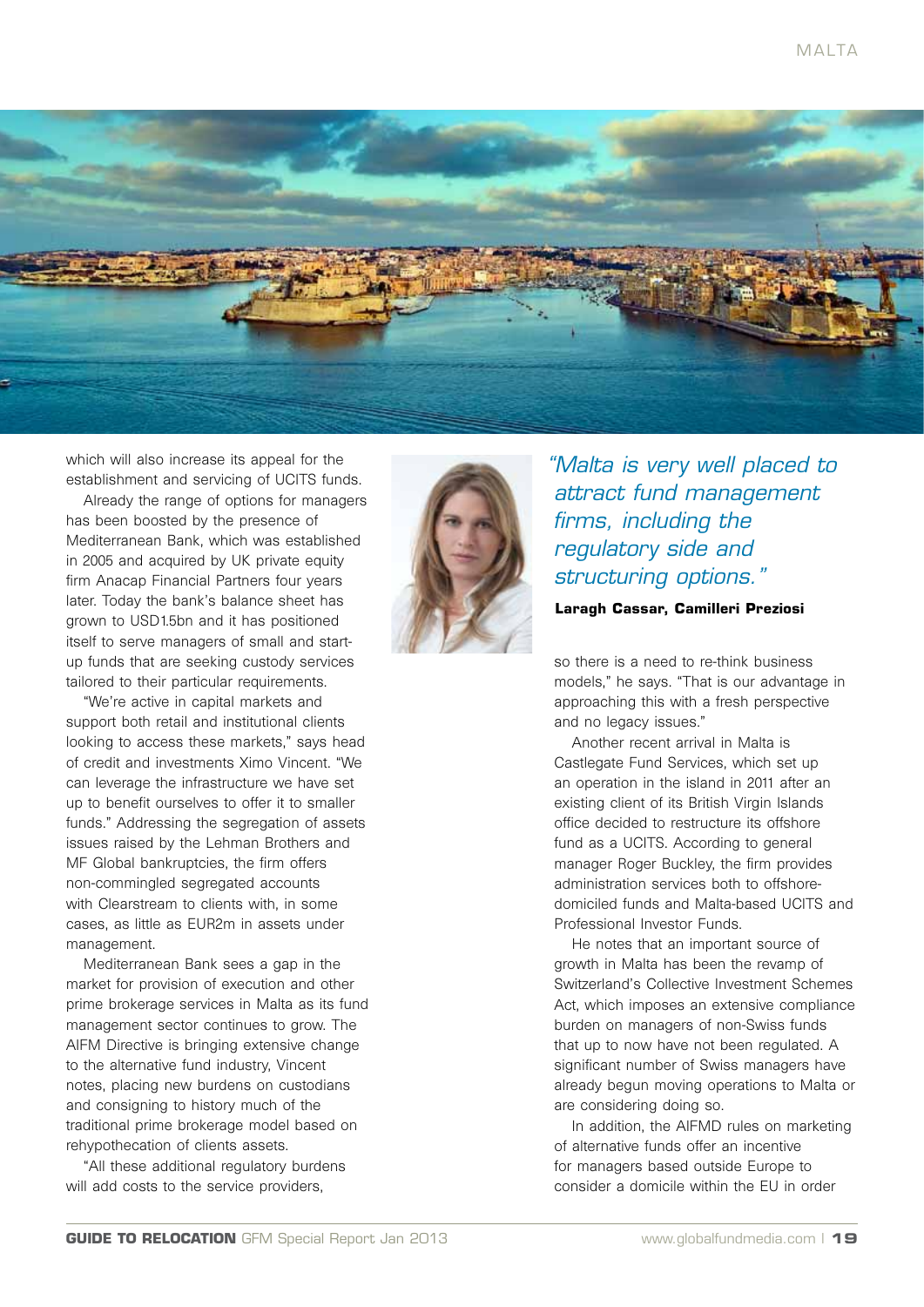which will also increase its appeal for the establishment and servicing of UCITS funds.

Already the range of options for managers has been boosted by the presence of Mediterranean Bank, which was established in 2005 and acquired by UK private equity firm Anacap Financial Partners four years later. Today the bank's balance sheet has grown to USD1.5bn and it has positioned itself to serve managers of small and start-up funds that are seeking custody services tailored to their particular requirements.

"We're active in capital markets and support both retail and institutional clients looking to access these markets," says head of credit and investments Ximo Vincent. "We can leverage the infrastructure we have set up to benefit ourselves to offer it to smaller funds." Addressing the segregation of assets issues raised by the Lehman Brothers and MF Global bankruptcies, the firm offers non-commingled segregated accounts with Clearstream to clients with, in some cases, as little as EUR2m in assets under management.

Mediterranean Bank sees a gap in the market for provision of execution and other prime brokerage services in Malta as its fund management sector continues to grow. The AIFM Directive is bringing extensive change to the alternative fund industry, Vincent notes, placing new burdens on custodians and consigning to history much of the traditional prime brokerage model based on rehypothecation of clients assets.

"All these additional regulatory burdens will add costs to the service providers, so there is a need to re-think business models," he says. "That is our advantage in approaching this with a fresh perspective and no legacy issues."

*"Malta is very well placed to attract fund management firms, including the regulatory side and structuring options."*

**Laragh Cassar, Camilleri Preziosi**

Another recent arrival in Malta is Castlegate Fund Services, which set up an operation in the island in 2011 after an existing client of its British Virgin Islands office decided to restructure its offshore fund as a UCITS. According to general manager Roger Buckley, the firm provides administration services both to offshore-domiciled funds and Malta-based UCITS and Professional Investor Funds.

He notes that an important source of growth in Malta has been the revamp of Switzerland's Collective Investment Schemes Act, which imposes an extensive compliance burden on managers of non-Swiss funds that up to now have not been regulated. A significant number of Swiss managers have already begun moving operations to Malta or are considering doing so.

In addition, the AIFMD rules on marketing of alternative funds offer an incentive for managers based outside Europe to consider a domicile within the EU in order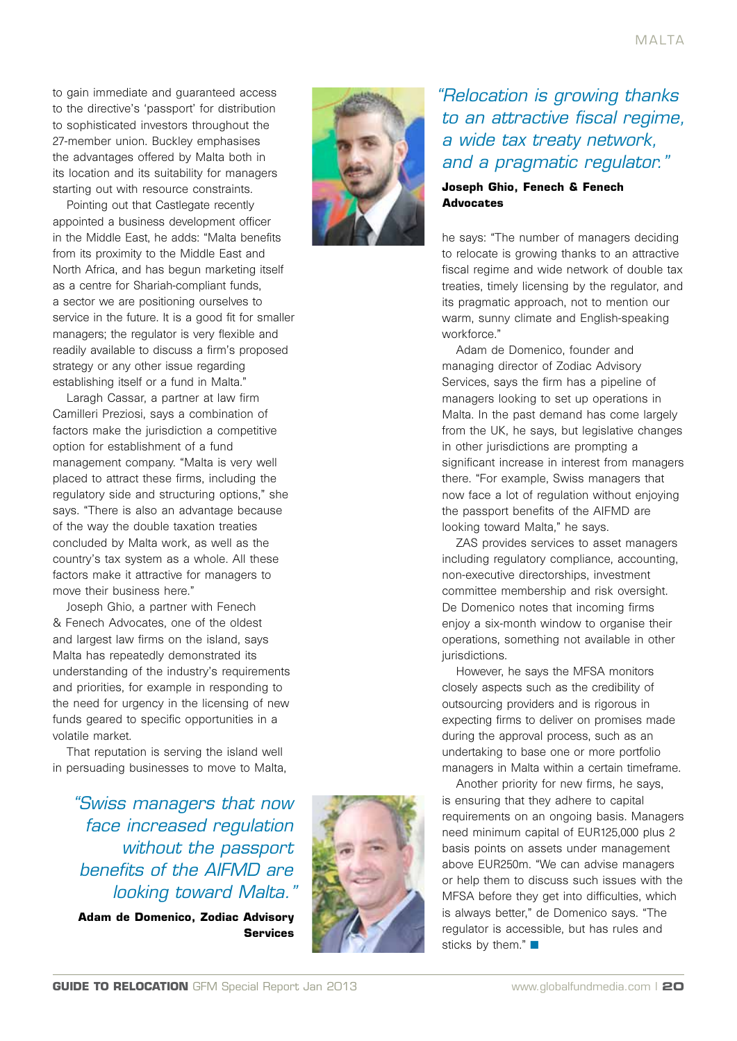to gain immediate and guaranteed access to the directive's 'passport' for distribution to sophisticated investors throughout the 27-member union. Buckley emphasises the advantages offered by Malta both in its location and its suitability for managers starting out with resource constraints.

Pointing out that Castlegate recently appointed a business development officer in the Middle East, he adds: "Malta benefits from its proximity to the Middle East and North Africa, and has begun marketing itself as a centre for Shariah-compliant funds, a sector we are positioning ourselves to service in the future. It is a good fit for smaller managers; the regulator is very flexible and readily available to discuss a firm's proposed strategy or any other issue regarding establishing itself or a fund in Malta."

Laragh Cassar, a partner at law firm Camilleri Preziosi, says a combination of factors make the jurisdiction a competitive option for establishment of a fund management company. "Malta is very well placed to attract these firms, including the regulatory side and structuring options," she says. "There is also an advantage because of the way the double taxation treaties concluded by Malta work, as well as the country's tax system as a whole. All these factors make it attractive for managers to move their business here."

Joseph Ghio, a partner with Fenech & Fenech Advocates, one of the oldest and largest law firms on the island, says Malta has repeatedly demonstrated its understanding of the industry's requirements and priorities, for example in responding to the need for urgency in the licensing of new funds geared to specific opportunities in a volatile market.

That reputation is serving the island well in persuading businesses to move to Malta, he says: "The number of managers deciding to relocate is growing thanks to an attractive fiscal regime and wide network of double tax treaties, timely licensing by the regulator, and its pragmatic approach, not to mention our warm, sunny climate and English-speaking workforce."

> *"Relocation is growing thanks to an attractive fiscal regime, a wide tax treaty network, and a pragmatic regulator."*
>
> **Joseph Ghio, Fenech & Fenech Advocates**

Adam de Domenico, founder and managing director of Zodiac Advisory Services, says the firm has a pipeline of managers looking to set up operations in Malta. In the past demand has come largely from the UK, he says, but legislative changes in other jurisdictions are prompting a significant increase in interest from managers there. "For example, Swiss managers that now face a lot of regulation without enjoying the passport benefits of the AIFMD are looking toward Malta," he says.

> *"Swiss managers that now face increased regulation without the passport benefits of the AIFMD are looking toward Malta."*
>
> **Adam de Domenico, Zodiac Advisory Services**

ZAS provides services to asset managers including regulatory compliance, accounting, non-executive directorships, investment committee membership and risk oversight. De Domenico notes that incoming firms enjoy a six-month window to organise their operations, something not available in other jurisdictions.

However, he says the MFSA monitors closely aspects such as the credibility of outsourcing providers and is rigorous in expecting firms to deliver on promises made during the approval process, such as an undertaking to base one or more portfolio managers in Malta within a certain timeframe.

Another priority for new firms, he says, is ensuring that they adhere to capital requirements on an ongoing basis. Managers need minimum capital of EUR125,000 plus 2 basis points on assets under management above EUR250m. "We can advise managers or help them to discuss such issues with the MFSA before they get into difficulties, which is always better," de Domenico says. "The regulator is accessible, but has rules and sticks by them." ■